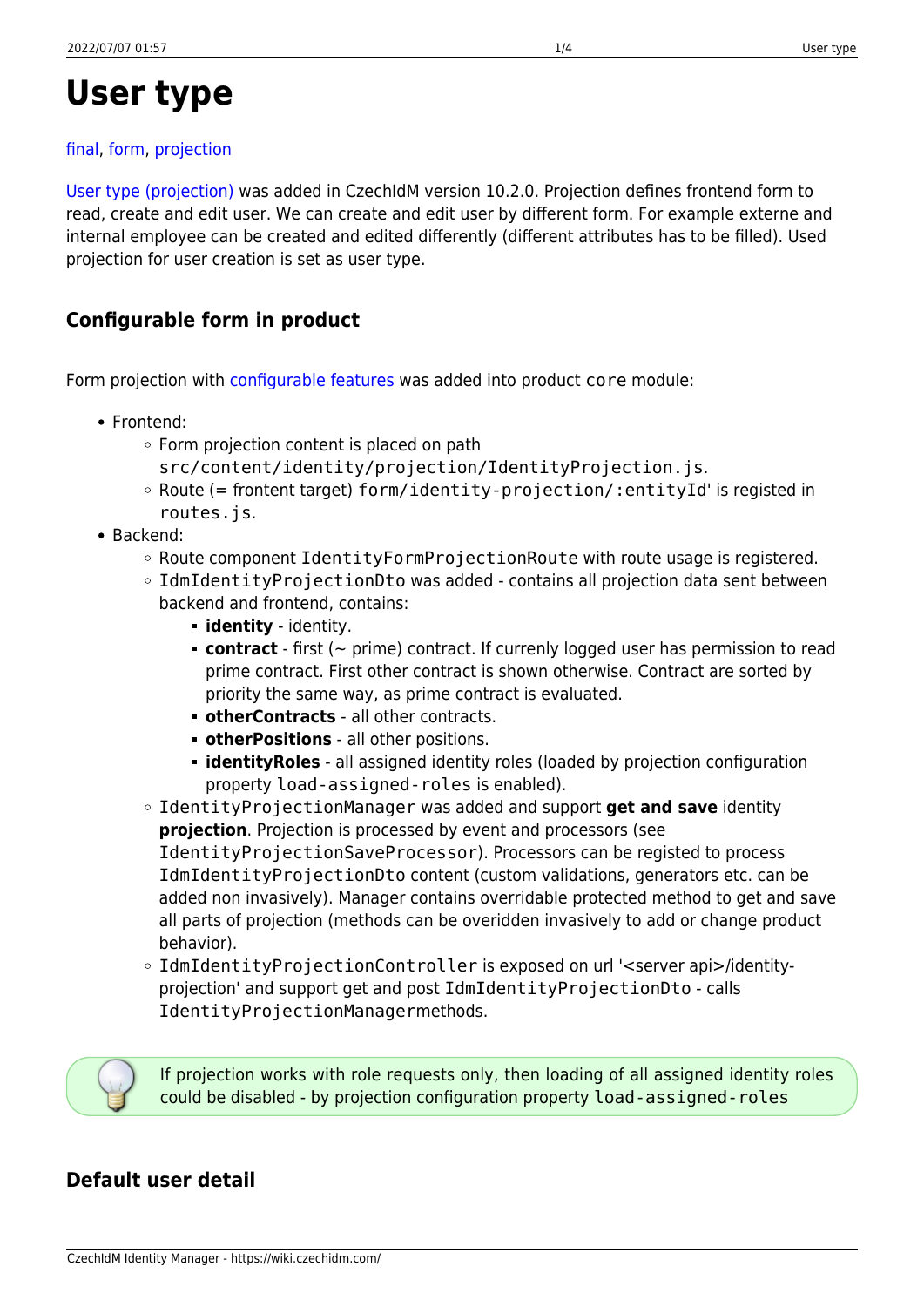# User type

final, form, projection

User type (projection) was added in CzechIdM version 10.2.0. Projection defines frontend form to read, create and edit user. We can create and edit user by different form. For example externe and internal employee can be created and edited differently (different attributes has to be filled). Used projection for user creation is set as user type.

## Configurable form in product

Form projection with configurable features was added into product `core` module:

- Frontend:
  - Form projection content is placed on path `src/content/identity/projection/IdentityProjection.js`.
  - Route (= frontent target) `form/identity-projection/:entityId`' is registed in `routes.js`.
- Backend:
  - Route component `IdentityFormProjectionRoute` with route usage is registered.
  - `IdmIdentityProjectionDto` was added - contains all projection data sent between backend and frontend, contains:
    - **identity** - identity.
    - **contract** - first (~ prime) contract. If currently logged user has permission to read prime contract. First other contract is shown otherwise. Contract are sorted by priority the same way, as prime contract is evaluated.
    - **otherContracts** - all other contracts.
    - **otherPositions** - all other positions.
    - **identityRoles** - all assigned identity roles (loaded by projection configuration property `load-assigned-roles` is enabled).
  - `IdentityProjectionManager` was added and support **get and save** identity **projection**. Projection is processed by event and processors (see `IdentityProjectionSaveProcessor`). Processors can be registed to process `IdmIdentityProjectionDto` content (custom validations, generators etc. can be added non invasively). Manager contains overridable protected method to get and save all parts of projection (methods can be overidden invasively to add or change product behavior).
  - `IdmIdentityProjectionController` is exposed on url '<server api>/identity-projection' and support get and post `IdmIdentityProjectionDto` - calls `IdentityProjectionManager`methods.

If projection works with role requests only, then loading of all assigned identity roles could be disabled - by projection configuration property `load-assigned-roles`

## Default user detail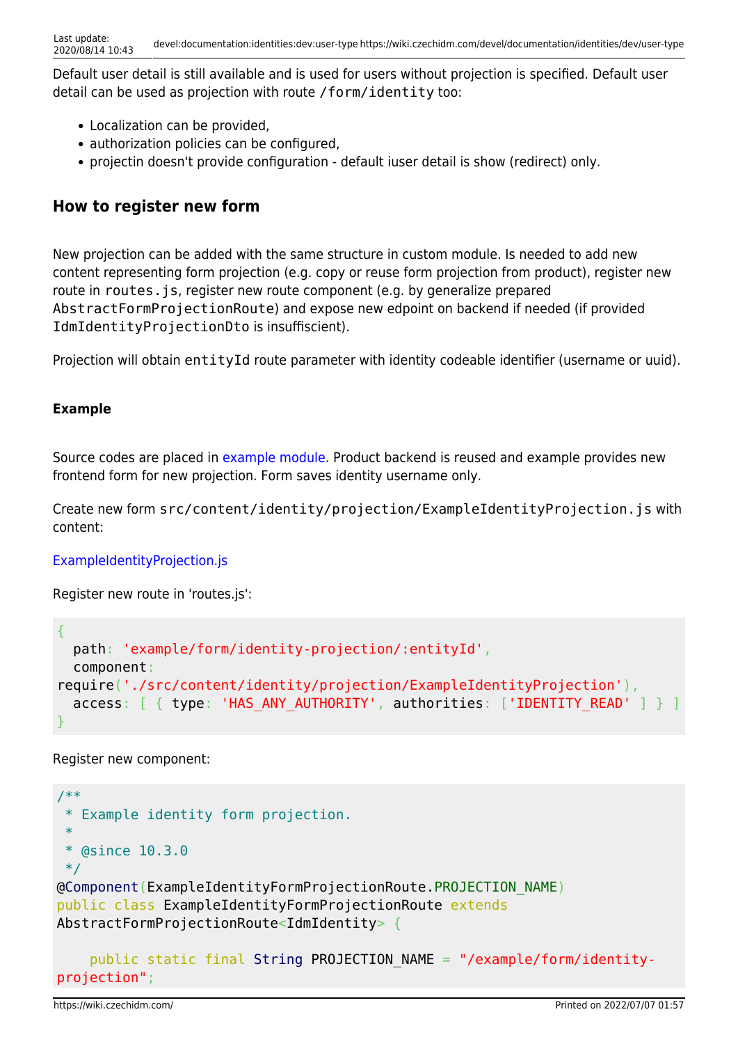Default user detail is still available and is used for users without projection is specified. Default user detail can be used as projection with route `/form/identity` too:

- Localization can be provided,
- authorization policies can be configured,
- projectin doesn't provide configuration - default iuser detail is show (redirect) only.

## How to register new form

New projection can be added with the same structure in custom module. Is needed to add new content representing form projection (e.g. copy or reuse form projection from product), register new route in `routes.js`, register new route component (e.g. by generalize prepared `AbstractFormProjectionRoute`) and expose new edpoint on backend if needed (if provided `IdmIdentityProjectionDto` is insuffiscient).

Projection will obtain `entityId` route parameter with identity codeable identifier (username or uuid).

### Example

Source codes are placed in example module. Product backend is reused and example provides new frontend form for new projection. Form saves identity username only.

Create new form `src/content/identity/projection/ExampleIdentityProjection.js` with content:

ExampleIdentityProjection.js

Register new route in 'routes.js':

```
{
  path: 'example/form/identity-projection/:entityId',
  component:
require('./src/content/identity/projection/ExampleIdentityProjection'),
  access: [ { type: 'HAS_ANY_AUTHORITY', authorities: ['IDENTITY_READ' ] } ]
}
```

Register new component:

```
/**
 * Example identity form projection.
 *
 * @since 10.3.0
 */
@Component(ExampleIdentityFormProjectionRoute.PROJECTION_NAME)
public class ExampleIdentityFormProjectionRoute extends
AbstractFormProjectionRoute<IdmIdentity> {

    public static final String PROJECTION_NAME = "/example/form/identity-
projection";
```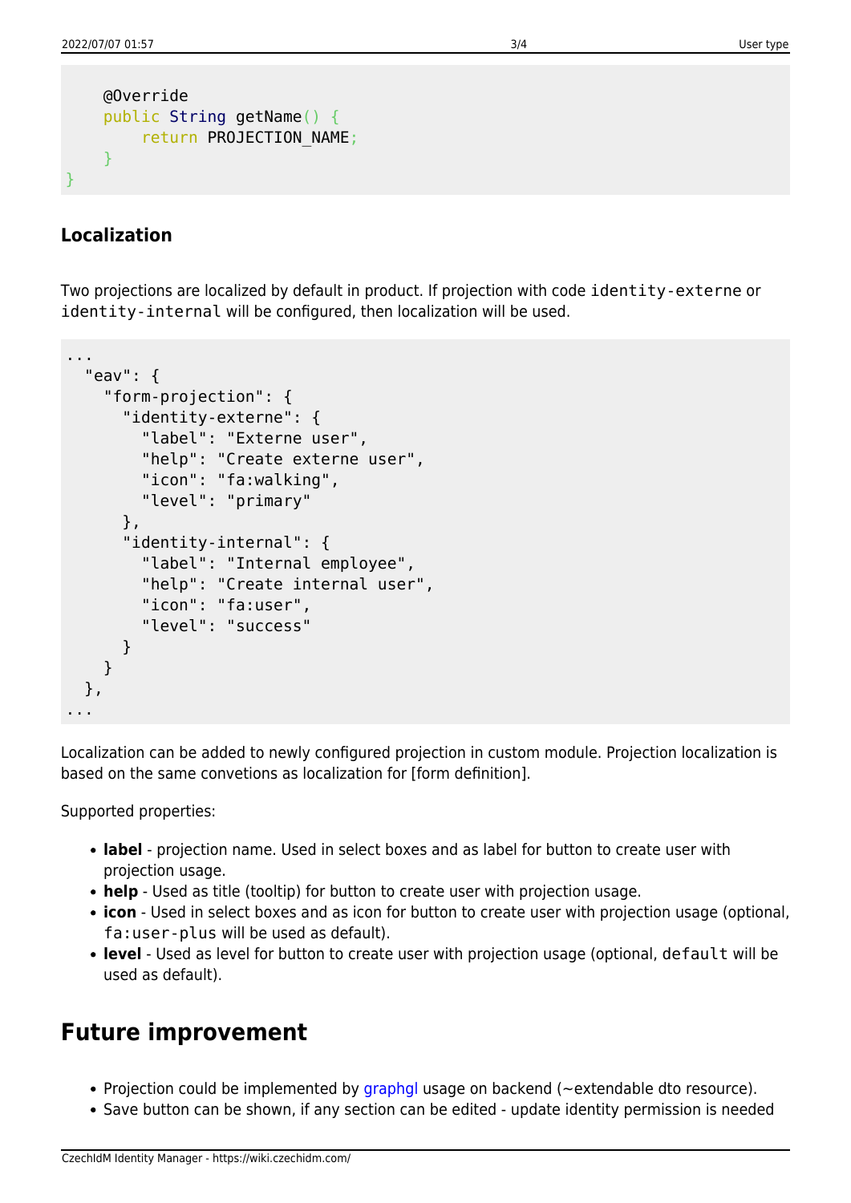```java
    @Override
    public String getName() {
        return PROJECTION_NAME;
    }
}
```

### Localization

Two projections are localized by default in product. If projection with code `identity-externe` or `identity-internal` will be configured, then localization will be used.

```
...
  "eav": {
    "form-projection": {
      "identity-externe": {
        "label": "Externe user",
        "help": "Create externe user",
        "icon": "fa:walking",
        "level": "primary"
      },
      "identity-internal": {
        "label": "Internal employee",
        "help": "Create internal user",
        "icon": "fa:user",
        "level": "success"
      }
    }
  },
...
```

Localization can be added to newly configured projection in custom module. Projection localization is based on the same convetions as localization for [form definition].

Supported properties:

- **label** - projection name. Used in select boxes and as label for button to create user with projection usage.
- **help** - Used as title (tooltip) for button to create user with projection usage.
- **icon** - Used in select boxes and as icon for button to create user with projection usage (optional, `fa:user-plus` will be used as default).
- **level** - Used as level for button to create user with projection usage (optional, `default` will be used as default).

## Future improvement

- Projection could be implemented by graphgl usage on backend (~extendable dto resource).
- Save button can be shown, if any section can be edited - update identity permission is needed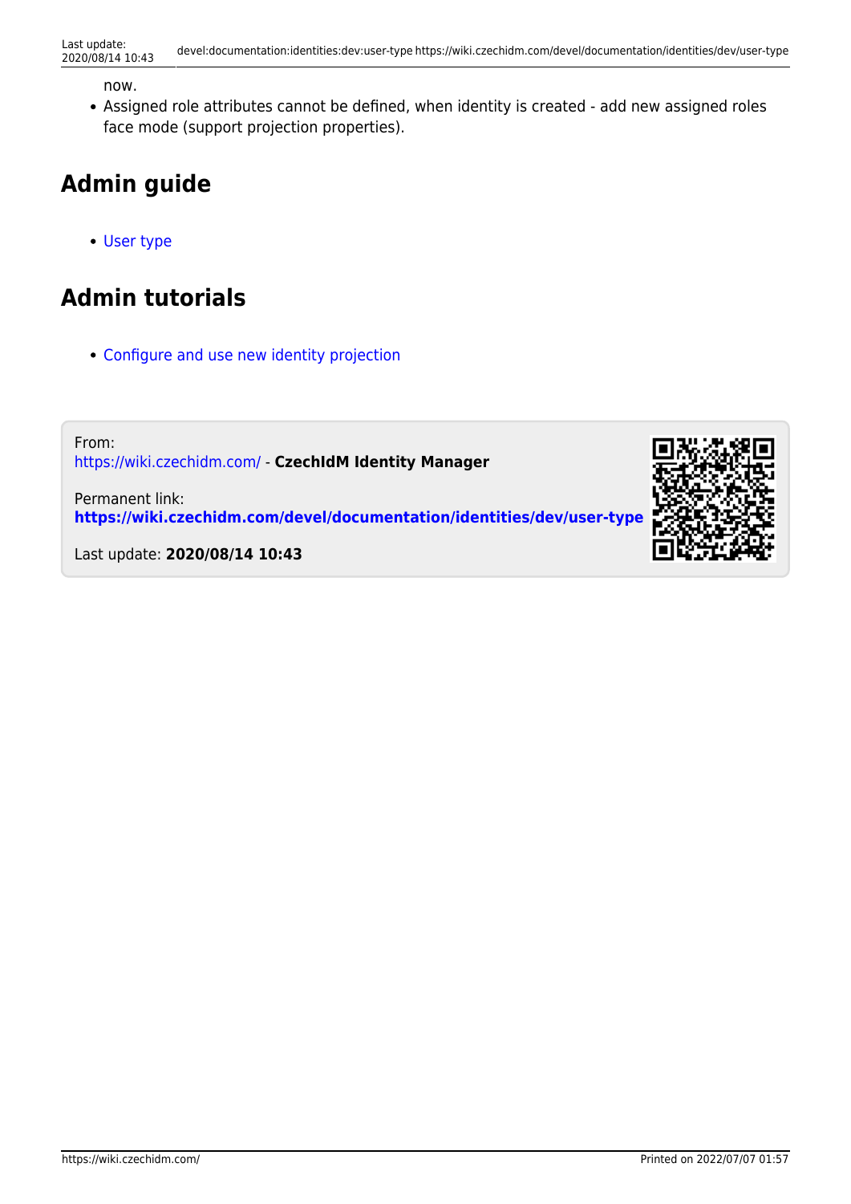now.
- Assigned role attributes cannot be defined, when identity is created - add new assigned roles face mode (support projection properties).

## Admin guide

- User type

## Admin tutorials

- Configure and use new identity projection

From:
https://wiki.czechidm.com/ - **CzechIdM Identity Manager**

Permanent link:
**https://wiki.czechidm.com/devel/documentation/identities/dev/user-type**

Last update: **2020/08/14 10:43**